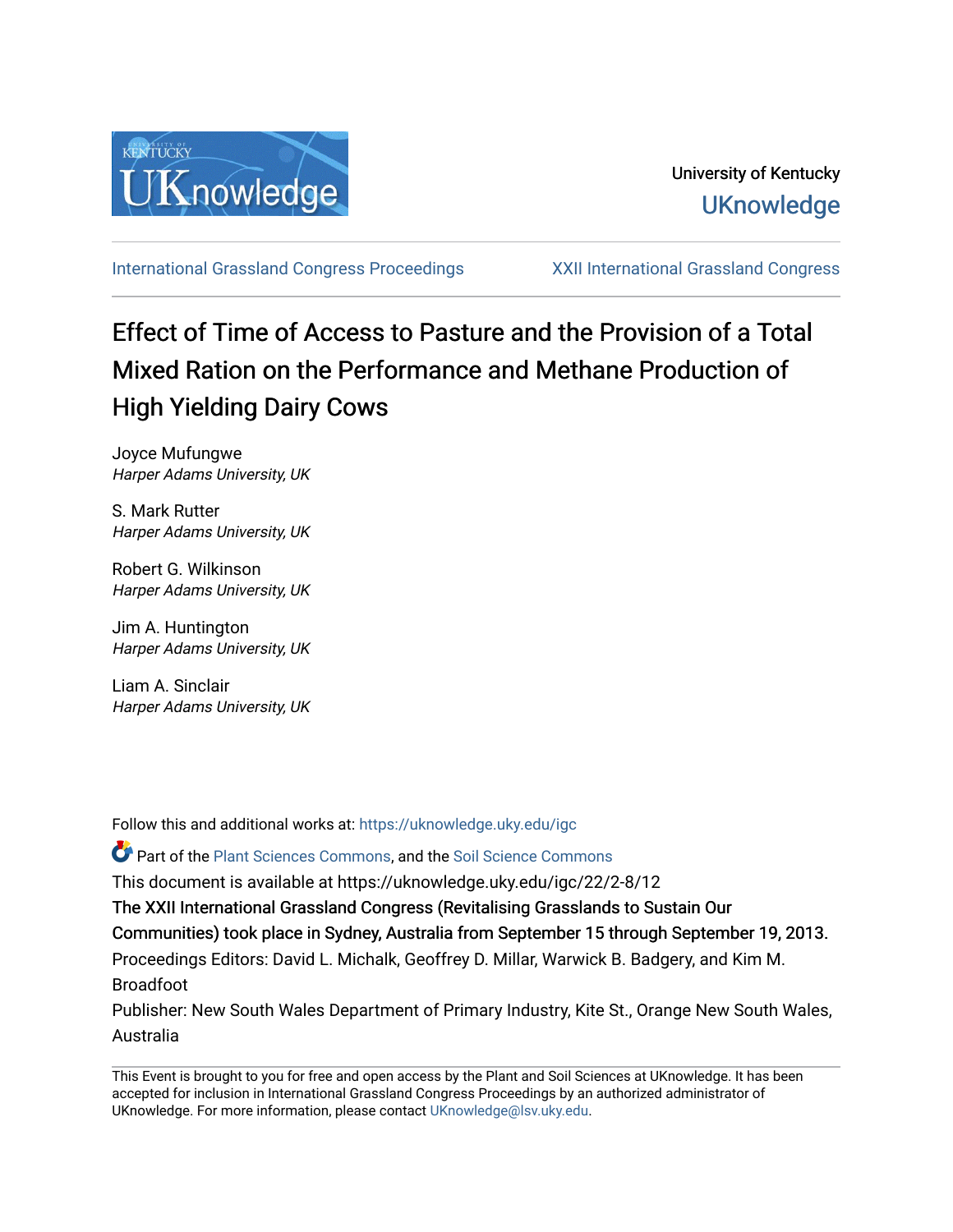University of Kentucky

UKnowledge

International Grassland Congress Proceedings | XXII International Grassland Congress

# Effect of Time of Access to Pasture and the Provision of a Total Mixed Ration on the Performance and Methane Production of High Yielding Dairy Cows

Joyce Mufungwe
*Harper Adams University, UK*

S. Mark Rutter
*Harper Adams University, UK*

Robert G. Wilkinson
*Harper Adams University, UK*

Jim A. Huntington
*Harper Adams University, UK*

Liam A. Sinclair
*Harper Adams University, UK*

Follow this and additional works at: https://uknowledge.uky.edu/igc

Part of the Plant Sciences Commons, and the Soil Science Commons

This document is available at https://uknowledge.uky.edu/igc/22/2-8/12

The XXII International Grassland Congress (Revitalising Grasslands to Sustain Our Communities) took place in Sydney, Australia from September 15 through September 19, 2013.

Proceedings Editors: David L. Michalk, Geoffrey D. Millar, Warwick B. Badgery, and Kim M. Broadfoot

Publisher: New South Wales Department of Primary Industry, Kite St., Orange New South Wales, Australia

This Event is brought to you for free and open access by the Plant and Soil Sciences at UKnowledge. It has been accepted for inclusion in International Grassland Congress Proceedings by an authorized administrator of UKnowledge. For more information, please contact UKnowledge@lsv.uky.edu.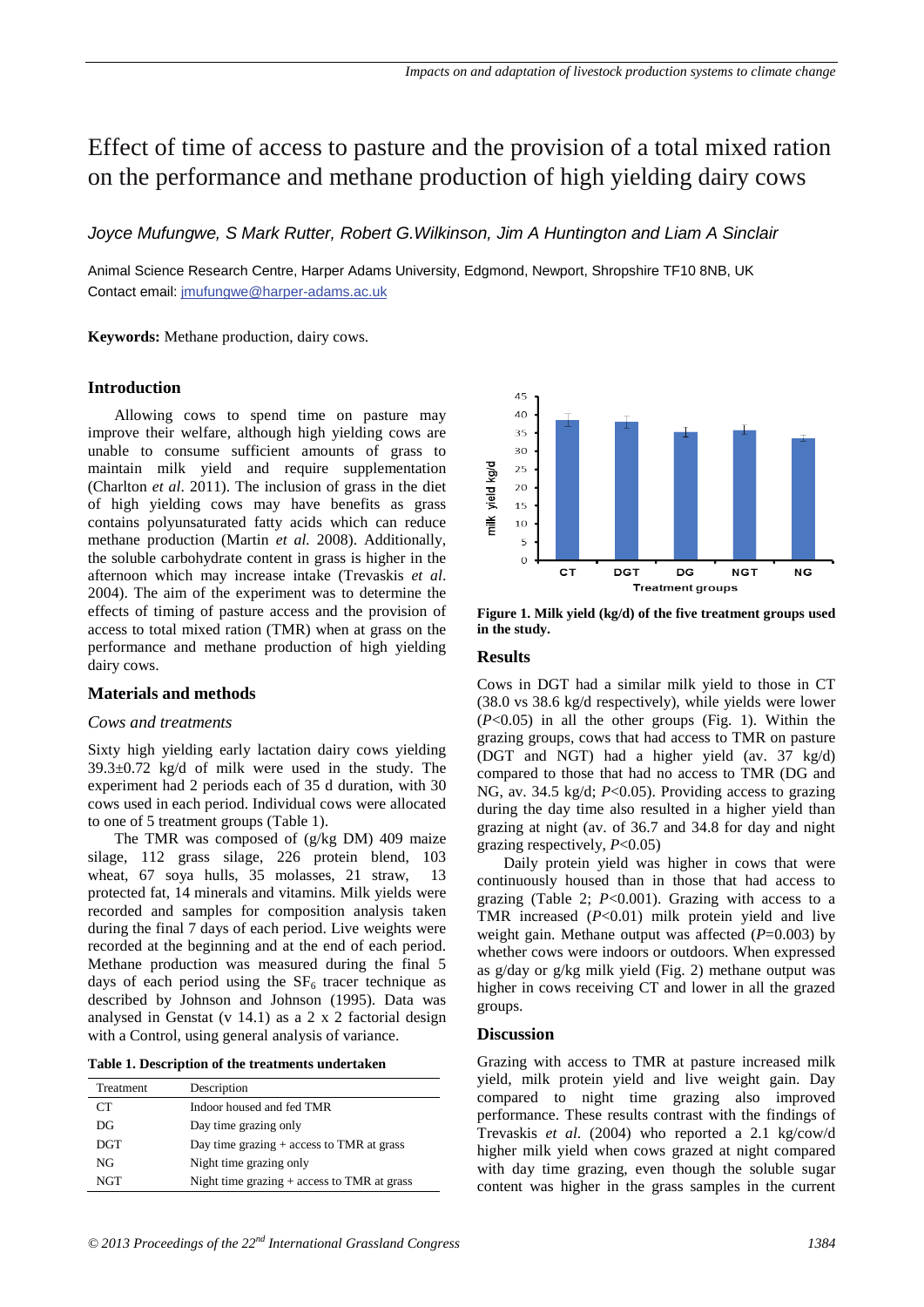# Effect of time of access to pasture and the provision of a total mixed ration on the performance and methane production of high yielding dairy cows

*Joyce Mufungwe, S Mark Rutter, Robert G.Wilkinson, Jim A Huntington and Liam A Sinclair*

Animal Science Research Centre, Harper Adams University, Edgmond, Newport, Shropshire TF10 8NB, UK
Contact email: jmufungwe@harper-adams.ac.uk

**Keywords:** Methane production, dairy cows.

## Introduction

Allowing cows to spend time on pasture may improve their welfare, although high yielding cows are unable to consume sufficient amounts of grass to maintain milk yield and require supplementation (Charlton *et al*. 2011). The inclusion of grass in the diet of high yielding cows may have benefits as grass contains polyunsaturated fatty acids which can reduce methane production (Martin *et al.* 2008). Additionally, the soluble carbohydrate content in grass is higher in the afternoon which may increase intake (Trevaskis *et al*. 2004). The aim of the experiment was to determine the effects of timing of pasture access and the provision of access to total mixed ration (TMR) when at grass on the performance and methane production of high yielding dairy cows.

## Materials and methods

### *Cows and treatments*

Sixty high yielding early lactation dairy cows yielding 39.3±0.72 kg/d of milk were used in the study. The experiment had 2 periods each of 35 d duration, with 30 cows used in each period. Individual cows were allocated to one of 5 treatment groups (Table 1).

The TMR was composed of (g/kg DM) 409 maize silage, 112 grass silage, 226 protein blend, 103 wheat, 67 soya hulls, 35 molasses, 21 straw, 13 protected fat, 14 minerals and vitamins. Milk yields were recorded and samples for composition analysis taken during the final 7 days of each period. Live weights were recorded at the beginning and at the end of each period. Methane production was measured during the final 5 days of each period using the $SF_6$ tracer technique as described by Johnson and Johnson (1995). Data was analysed in Genstat (v 14.1) as a 2 x 2 factorial design with a Control, using general analysis of variance.

**Table 1. Description of the treatments undertaken**

| Treatment | Description |
|---|---|
| CT | Indoor housed and fed TMR |
| DG | Day time grazing only |
| DGT | Day time grazing + access to TMR at grass |
| NG | Night time grazing only |
| NGT | Night time grazing + access to TMR at grass |

**Figure 1. Milk yield (kg/d) of the five treatment groups used in the study.**

## Results

Cows in DGT had a similar milk yield to those in CT (38.0 vs 38.6 kg/d respectively), while yields were lower ($P$<0.05) in all the other groups (Fig. 1). Within the grazing groups, cows that had access to TMR on pasture (DGT and NGT) had a higher yield (av. 37 kg/d) compared to those that had no access to TMR (DG and NG, av. 34.5 kg/d; $P$<0.05). Providing access to grazing during the day time also resulted in a higher yield than grazing at night (av. of 36.7 and 34.8 for day and night grazing respectively, $P$<0.05)

Daily protein yield was higher in cows that were continuously housed than in those that had access to grazing (Table 2; $P$<0.001). Grazing with access to a TMR increased ($P$<0.01) milk protein yield and live weight gain. Methane output was affected ($P$=0.003) by whether cows were indoors or outdoors. When expressed as g/day or g/kg milk yield (Fig. 2) methane output was higher in cows receiving CT and lower in all the grazed groups.

## Discussion

Grazing with access to TMR at pasture increased milk yield, milk protein yield and live weight gain. Day compared to night time grazing also improved performance. These results contrast with the findings of Trevaskis *et al.* (2004) who reported a 2.1 kg/cow/d higher milk yield when cows grazed at night compared with day time grazing, even though the soluble sugar content was higher in the grass samples in the current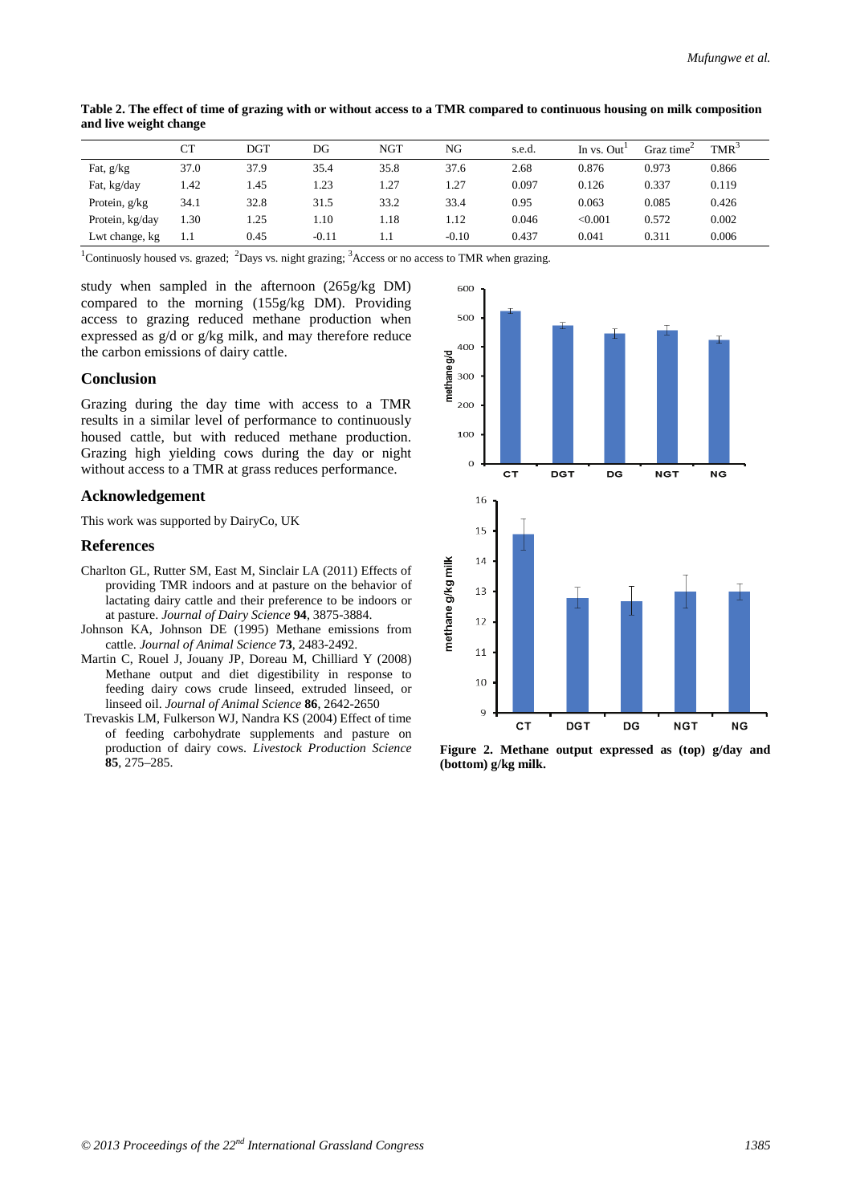**Table 2. The effect of time of grazing with or without access to a TMR compared to continuous housing on milk composition and live weight change**

| | CT | DGT | DG | NGT | NG | s.e.d. | In vs. Out[1] | Graz time[2] | TMR[3] |
|---|---|---|---|---|---|---|---|---|---|
| Fat, g/kg | 37.0 | 37.9 | 35.4 | 35.8 | 37.6 | 2.68 | 0.876 | 0.973 | 0.866 |
| Fat, kg/day | 1.42 | 1.45 | 1.23 | 1.27 | 1.27 | 0.097 | 0.126 | 0.337 | 0.119 |
| Protein, g/kg | 34.1 | 32.8 | 31.5 | 33.2 | 33.4 | 0.95 | 0.063 | 0.085 | 0.426 |
| Protein, kg/day | 1.30 | 1.25 | 1.10 | 1.18 | 1.12 | 0.046 | <0.001 | 0.572 | 0.002 |
| Lwt change, kg | 1.1 | 0.45 | -0.11 | 1.1 | -0.10 | 0.437 | 0.041 | 0.311 | 0.006 |

[1]Continuosly housed vs. grazed; [2]Days vs. night grazing; [3]Access or no access to TMR when grazing.

study when sampled in the afternoon (265g/kg DM) compared to the morning (155g/kg DM). Providing access to grazing reduced methane production when expressed as g/d or g/kg milk, and may therefore reduce the carbon emissions of dairy cattle.

## Conclusion

Grazing during the day time with access to a TMR results in a similar level of performance to continuously housed cattle, but with reduced methane production. Grazing high yielding cows during the day or night without access to a TMR at grass reduces performance.

## Acknowledgement

This work was supported by DairyCo, UK

## References

Charlton GL, Rutter SM, East M, Sinclair LA (2011) Effects of providing TMR indoors and at pasture on the behavior of lactating dairy cattle and their preference to be indoors or at pasture. *Journal of Dairy Science* **94**, 3875-3884.

Johnson KA, Johnson DE (1995) Methane emissions from cattle. *Journal of Animal Science* **73**, 2483-2492.

Martin C, Rouel J, Jouany JP, Doreau M, Chilliard Y (2008) Methane output and diet digestibility in response to feeding dairy cows crude linseed, extruded linseed, or linseed oil. *Journal of Animal Science* **86**, 2642-2650

Trevaskis LM, Fulkerson WJ, Nandra KS (2004) Effect of time of feeding carbohydrate supplements and pasture on production of dairy cows. *Livestock Production Science* **85**, 275–285.

methane g/d

600
500
400
300
200
100
0

CT DGT DG NGT NG

methane g/kg milk

16
15
14
13
12
11
10
9

CT DGT DG NGT NG

**Figure 2. Methane output expressed as (top) g/day and (bottom) g/kg milk.**